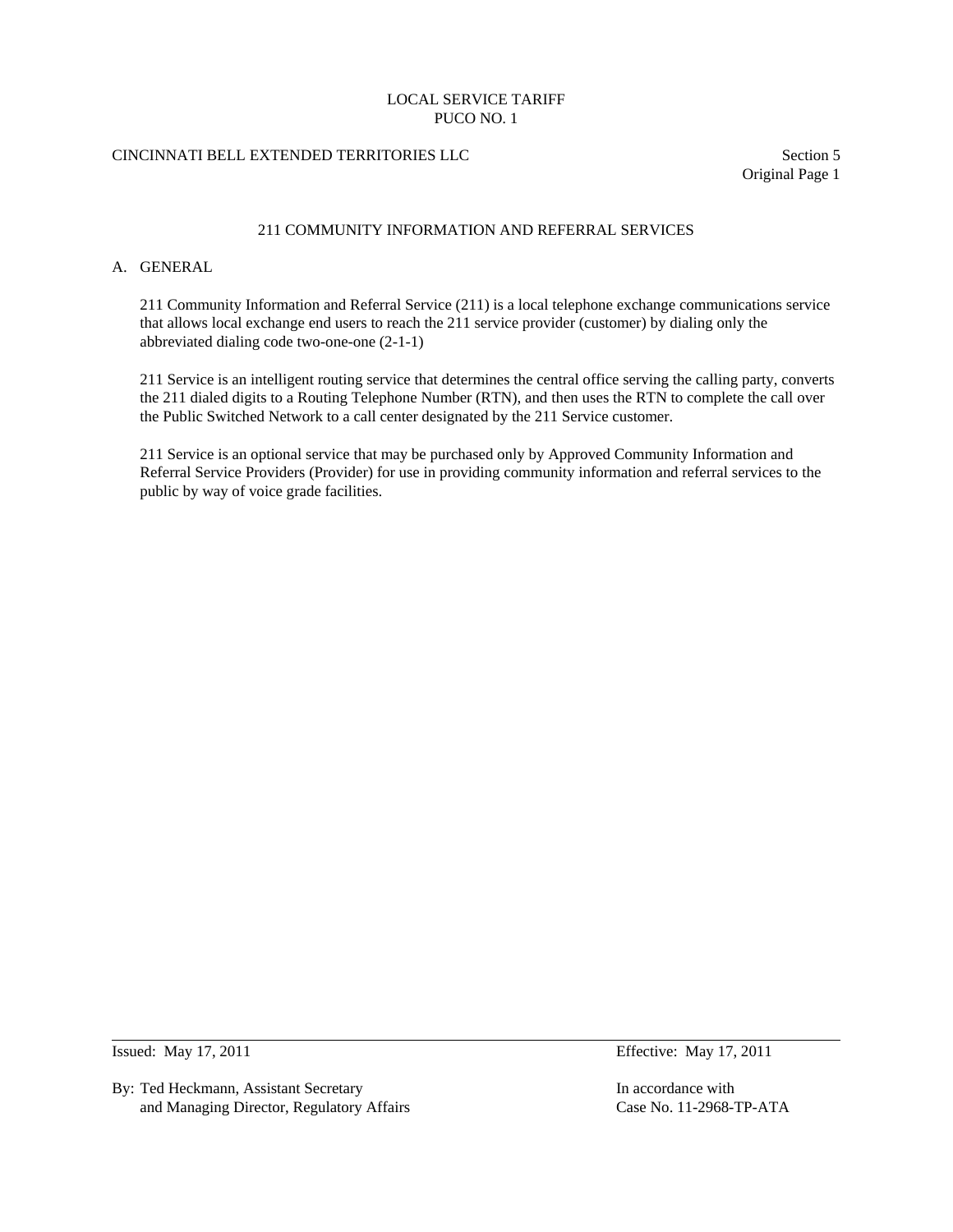# 211 COMMUNITY INFORMATION AND REFERRAL SERVICES

## A. GENERAL

211 Community Information and Referral Service (211) is a local telephone exchange communications service that allows local exchange end users to reach the 211 service provider (customer) by dialing only the abbreviated dialing code two-one-one (2-1-1)

211 Service is an intelligent routing service that determines the central office serving the calling party, converts the 211 dialed digits to a Routing Telephone Number (RTN), and then uses the RTN to complete the call over the Public Switched Network to a call center designated by the 211 Service customer.

211 Service is an optional service that may be purchased only by Approved Community Information and Referral Service Providers (Provider) for use in providing community information and referral services to the public by way of voice grade facilities.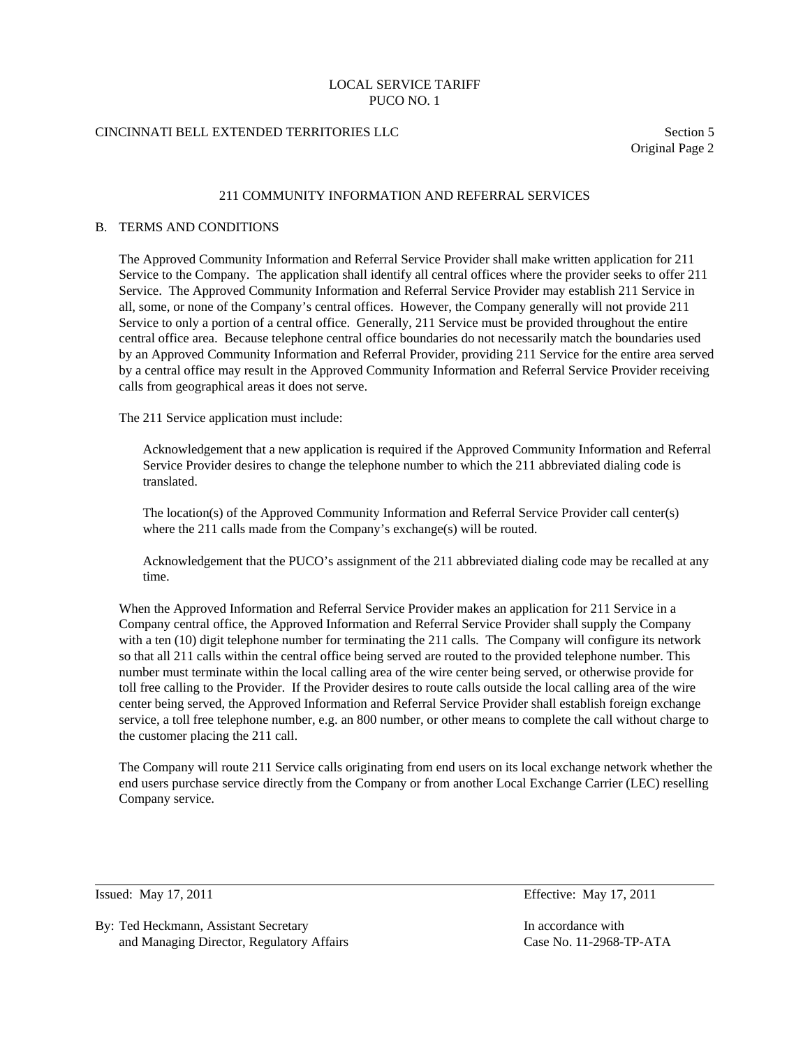## 211 COMMUNITY INFORMATION AND REFERRAL SERVICES

### B. TERMS AND CONDITIONS

The Approved Community Information and Referral Service Provider shall make written application for 211 Service to the Company. The application shall identify all central offices where the provider seeks to offer 211 Service. The Approved Community Information and Referral Service Provider may establish 211 Service in all, some, or none of the Company's central offices. However, the Company generally will not provide 211 Service to only a portion of a central office. Generally, 211 Service must be provided throughout the entire central office area. Because telephone central office boundaries do not necessarily match the boundaries used by an Approved Community Information and Referral Provider, providing 211 Service for the entire area served by a central office may result in the Approved Community Information and Referral Service Provider receiving calls from geographical areas it does not serve.

The 211 Service application must include:

> Acknowledgement that a new application is required if the Approved Community Information and Referral Service Provider desires to change the telephone number to which the 211 abbreviated dialing code is translated.
>
> The location(s) of the Approved Community Information and Referral Service Provider call center(s) where the 211 calls made from the Company's exchange(s) will be routed.
>
> Acknowledgement that the PUCO's assignment of the 211 abbreviated dialing code may be recalled at any time.

When the Approved Information and Referral Service Provider makes an application for 211 Service in a Company central office, the Approved Information and Referral Service Provider shall supply the Company with a ten (10) digit telephone number for terminating the 211 calls. The Company will configure its network so that all 211 calls within the central office being served are routed to the provided telephone number. This number must terminate within the local calling area of the wire center being served, or otherwise provide for toll free calling to the Provider. If the Provider desires to route calls outside the local calling area of the wire center being served, the Approved Information and Referral Service Provider shall establish foreign exchange service, a toll free telephone number, e.g. an 800 number, or other means to complete the call without charge to the customer placing the 211 call.

The Company will route 211 Service calls originating from end users on its local exchange network whether the end users purchase service directly from the Company or from another Local Exchange Carrier (LEC) reselling Company service.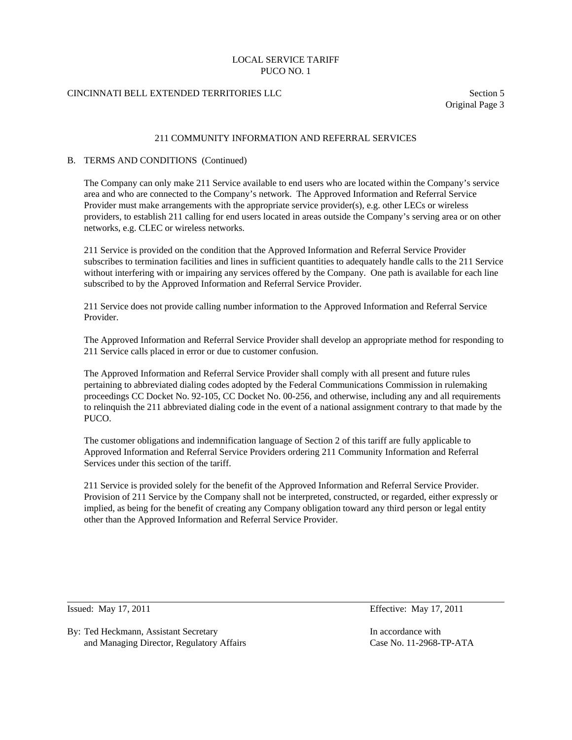## 211 COMMUNITY INFORMATION AND REFERRAL SERVICES

### B. TERMS AND CONDITIONS (Continued)

The Company can only make 211 Service available to end users who are located within the Company's service area and who are connected to the Company's network. The Approved Information and Referral Service Provider must make arrangements with the appropriate service provider(s), e.g. other LECs or wireless providers, to establish 211 calling for end users located in areas outside the Company's serving area or on other networks, e.g. CLEC or wireless networks.

211 Service is provided on the condition that the Approved Information and Referral Service Provider subscribes to termination facilities and lines in sufficient quantities to adequately handle calls to the 211 Service without interfering with or impairing any services offered by the Company. One path is available for each line subscribed to by the Approved Information and Referral Service Provider.

211 Service does not provide calling number information to the Approved Information and Referral Service Provider.

The Approved Information and Referral Service Provider shall develop an appropriate method for responding to 211 Service calls placed in error or due to customer confusion.

The Approved Information and Referral Service Provider shall comply with all present and future rules pertaining to abbreviated dialing codes adopted by the Federal Communications Commission in rulemaking proceedings CC Docket No. 92-105, CC Docket No. 00-256, and otherwise, including any and all requirements to relinquish the 211 abbreviated dialing code in the event of a national assignment contrary to that made by the PUCO.

The customer obligations and indemnification language of Section 2 of this tariff are fully applicable to Approved Information and Referral Service Providers ordering 211 Community Information and Referral Services under this section of the tariff.

211 Service is provided solely for the benefit of the Approved Information and Referral Service Provider. Provision of 211 Service by the Company shall not be interpreted, constructed, or regarded, either expressly or implied, as being for the benefit of creating any Company obligation toward any third person or legal entity other than the Approved Information and Referral Service Provider.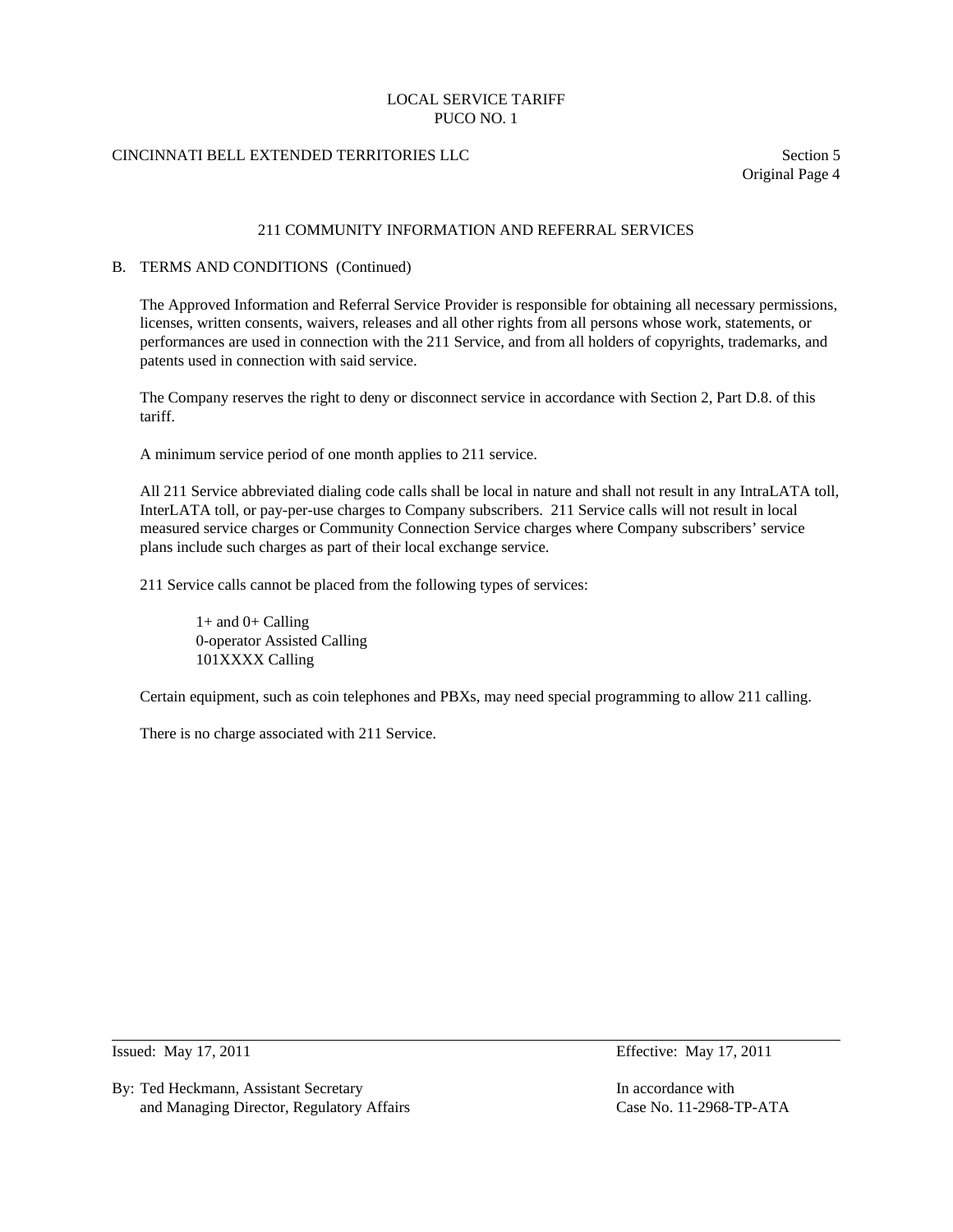## 211 COMMUNITY INFORMATION AND REFERRAL SERVICES

### B. TERMS AND CONDITIONS (Continued)

The Approved Information and Referral Service Provider is responsible for obtaining all necessary permissions, licenses, written consents, waivers, releases and all other rights from all persons whose work, statements, or performances are used in connection with the 211 Service, and from all holders of copyrights, trademarks, and patents used in connection with said service.

The Company reserves the right to deny or disconnect service in accordance with Section 2, Part D.8. of this tariff.

A minimum service period of one month applies to 211 service.

All 211 Service abbreviated dialing code calls shall be local in nature and shall not result in any IntraLATA toll, InterLATA toll, or pay-per-use charges to Company subscribers. 211 Service calls will not result in local measured service charges or Community Connection Service charges where Company subscribers' service plans include such charges as part of their local exchange service.

211 Service calls cannot be placed from the following types of services:

- 1+ and 0+ Calling
- 0-operator Assisted Calling
- 101XXXX Calling

Certain equipment, such as coin telephones and PBXs, may need special programming to allow 211 calling.

There is no charge associated with 211 Service.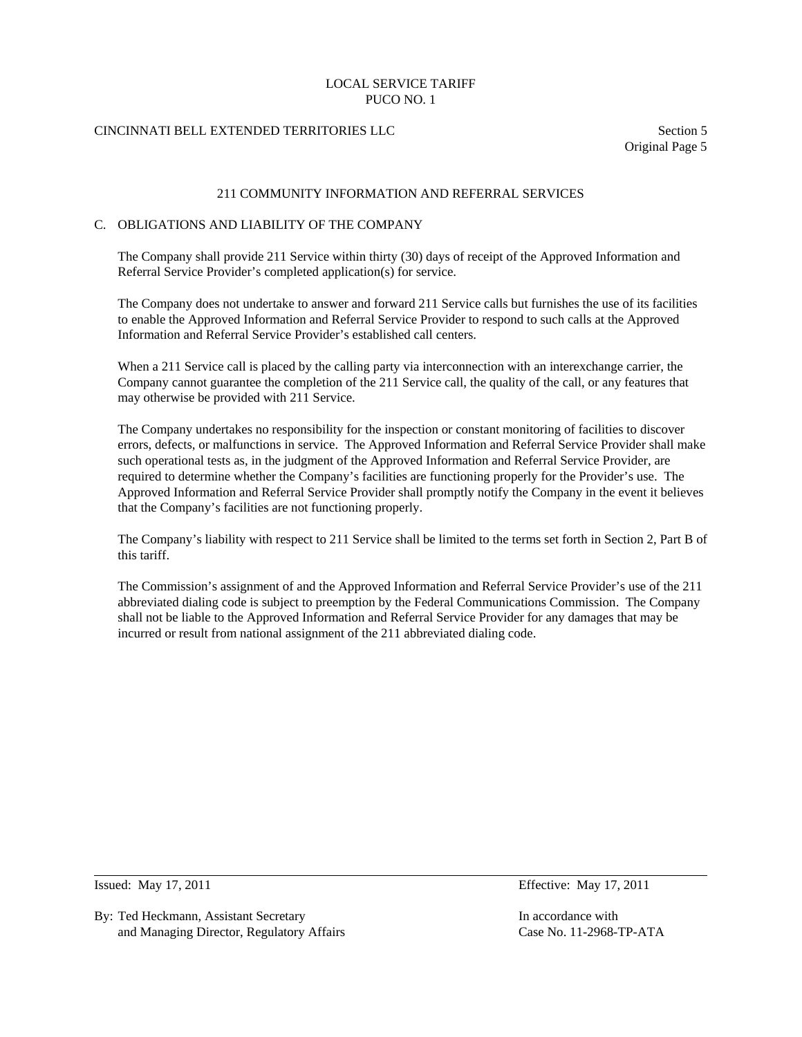## 211 COMMUNITY INFORMATION AND REFERRAL SERVICES

### C. OBLIGATIONS AND LIABILITY OF THE COMPANY

The Company shall provide 211 Service within thirty (30) days of receipt of the Approved Information and Referral Service Provider's completed application(s) for service.

The Company does not undertake to answer and forward 211 Service calls but furnishes the use of its facilities to enable the Approved Information and Referral Service Provider to respond to such calls at the Approved Information and Referral Service Provider's established call centers.

When a 211 Service call is placed by the calling party via interconnection with an interexchange carrier, the Company cannot guarantee the completion of the 211 Service call, the quality of the call, or any features that may otherwise be provided with 211 Service.

The Company undertakes no responsibility for the inspection or constant monitoring of facilities to discover errors, defects, or malfunctions in service. The Approved Information and Referral Service Provider shall make such operational tests as, in the judgment of the Approved Information and Referral Service Provider, are required to determine whether the Company's facilities are functioning properly for the Provider's use. The Approved Information and Referral Service Provider shall promptly notify the Company in the event it believes that the Company's facilities are not functioning properly.

The Company's liability with respect to 211 Service shall be limited to the terms set forth in Section 2, Part B of this tariff.

The Commission's assignment of and the Approved Information and Referral Service Provider's use of the 211 abbreviated dialing code is subject to preemption by the Federal Communications Commission. The Company shall not be liable to the Approved Information and Referral Service Provider for any damages that may be incurred or result from national assignment of the 211 abbreviated dialing code.

Issued: May 17, 2011 Effective: May 17, 2011

By: Ted Heckmann, Assistant Secretary and Managing Director, Regulatory Affairs

In accordance with Case No. 11-2968-TP-ATA